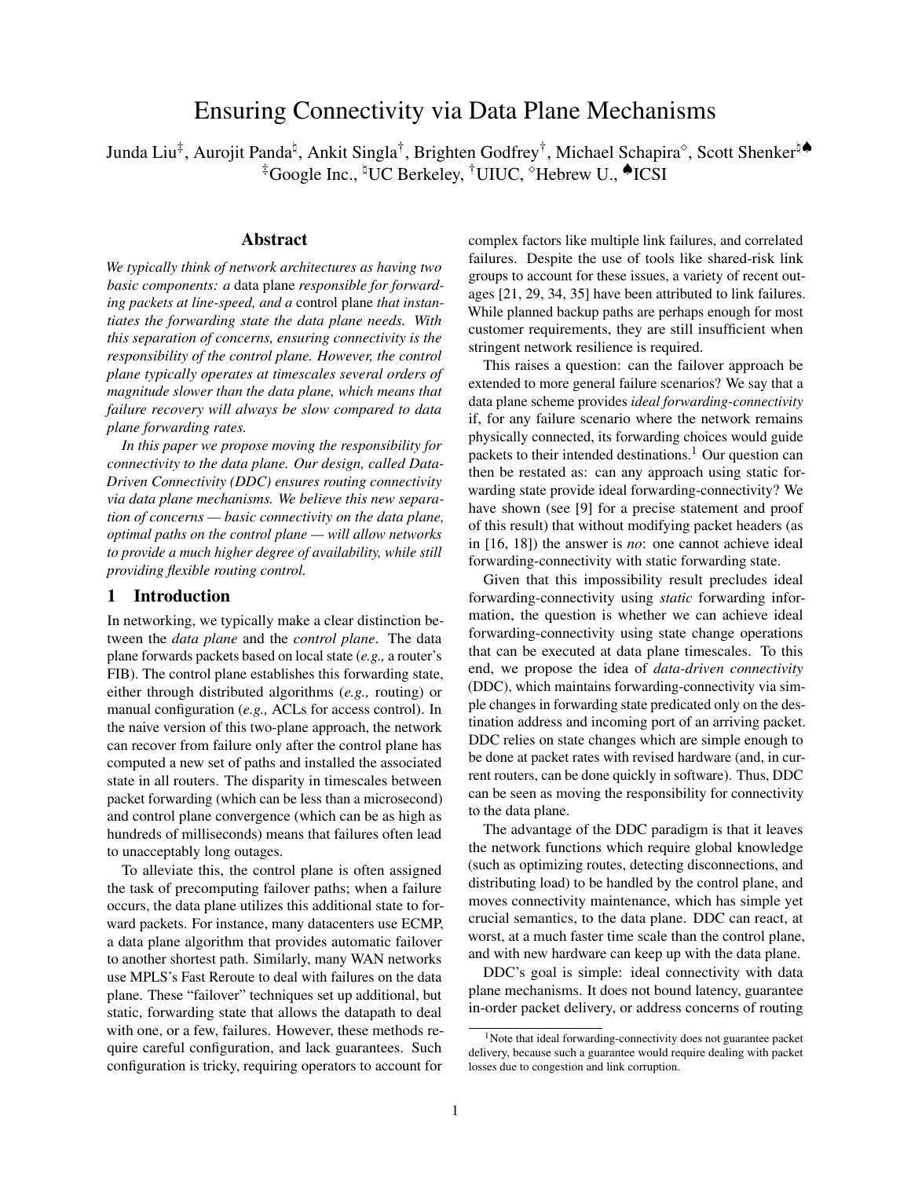# Ensuring Connectivity via Data Plane Mechanisms

Junda Liu[‡], Aurojit Panda[♮], Ankit Singla[†], Brighten Godfrey[†], Michael Schapira[◇], Scott Shenker[♮♠]
[‡]Google Inc., [♮]UC Berkeley, [†]UIUC, [◇]Hebrew U., [♠]ICSI

## Abstract

*We typically think of network architectures as having two basic components: a* data plane *responsible for forwarding packets at line-speed, and a* control plane *that instantiates the forwarding state the data plane needs. With this separation of concerns, ensuring connectivity is the responsibility of the control plane. However, the control plane typically operates at timescales several orders of magnitude slower than the data plane, which means that failure recovery will always be slow compared to data plane forwarding rates.*

*In this paper we propose moving the responsibility for connectivity to the data plane. Our design, called Data-Driven Connectivity (DDC) ensures routing connectivity via data plane mechanisms. We believe this new separation of concerns — basic connectivity on the data plane, optimal paths on the control plane — will allow networks to provide a much higher degree of availability, while still providing flexible routing control.*

## 1 Introduction

In networking, we typically make a clear distinction between the *data plane* and the *control plane*. The data plane forwards packets based on local state (*e.g.,* a router's FIB). The control plane establishes this forwarding state, either through distributed algorithms (*e.g.,* routing) or manual configuration (*e.g.,* ACLs for access control). In the naive version of this two-plane approach, the network can recover from failure only after the control plane has computed a new set of paths and installed the associated state in all routers. The disparity in timescales between packet forwarding (which can be less than a microsecond) and control plane convergence (which can be as high as hundreds of milliseconds) means that failures often lead to unacceptably long outages.

To alleviate this, the control plane is often assigned the task of precomputing failover paths; when a failure occurs, the data plane utilizes this additional state to forward packets. For instance, many datacenters use ECMP, a data plane algorithm that provides automatic failover to another shortest path. Similarly, many WAN networks use MPLS's Fast Reroute to deal with failures on the data plane. These "failover" techniques set up additional, but static, forwarding state that allows the datapath to deal with one, or a few, failures. However, these methods require careful configuration, and lack guarantees. Such configuration is tricky, requiring operators to account for complex factors like multiple link failures, and correlated failures. Despite the use of tools like shared-risk link groups to account for these issues, a variety of recent outages [21, 29, 34, 35] have been attributed to link failures. While planned backup paths are perhaps enough for most customer requirements, they are still insufficient when stringent network resilience is required.

This raises a question: can the failover approach be extended to more general failure scenarios? We say that a data plane scheme provides *ideal forwarding-connectivity* if, for any failure scenario where the network remains physically connected, its forwarding choices would guide packets to their intended destinations.[1] Our question can then be restated as: can any approach using static forwarding state provide ideal forwarding-connectivity? We have shown (see [9] for a precise statement and proof of this result) that without modifying packet headers (as in [16, 18]) the answer is *no*: one cannot achieve ideal forwarding-connectivity with static forwarding state.

Given that this impossibility result precludes ideal forwarding-connectivity using *static* forwarding information, the question is whether we can achieve ideal forwarding-connectivity using state change operations that can be executed at data plane timescales. To this end, we propose the idea of *data-driven connectivity* (DDC), which maintains forwarding-connectivity via simple changes in forwarding state predicated only on the destination address and incoming port of an arriving packet. DDC relies on state changes which are simple enough to be done at packet rates with revised hardware (and, in current routers, can be done quickly in software). Thus, DDC can be seen as moving the responsibility for connectivity to the data plane.

The advantage of the DDC paradigm is that it leaves the network functions which require global knowledge (such as optimizing routes, detecting disconnections, and distributing load) to be handled by the control plane, and moves connectivity maintenance, which has simple yet crucial semantics, to the data plane. DDC can react, at worst, at a much faster time scale than the control plane, and with new hardware can keep up with the data plane.

DDC's goal is simple: ideal connectivity with data plane mechanisms. It does not bound latency, guarantee in-order packet delivery, or address concerns of routing

[1] Note that ideal forwarding-connectivity does not guarantee packet delivery, because such a guarantee would require dealing with packet losses due to congestion and link corruption.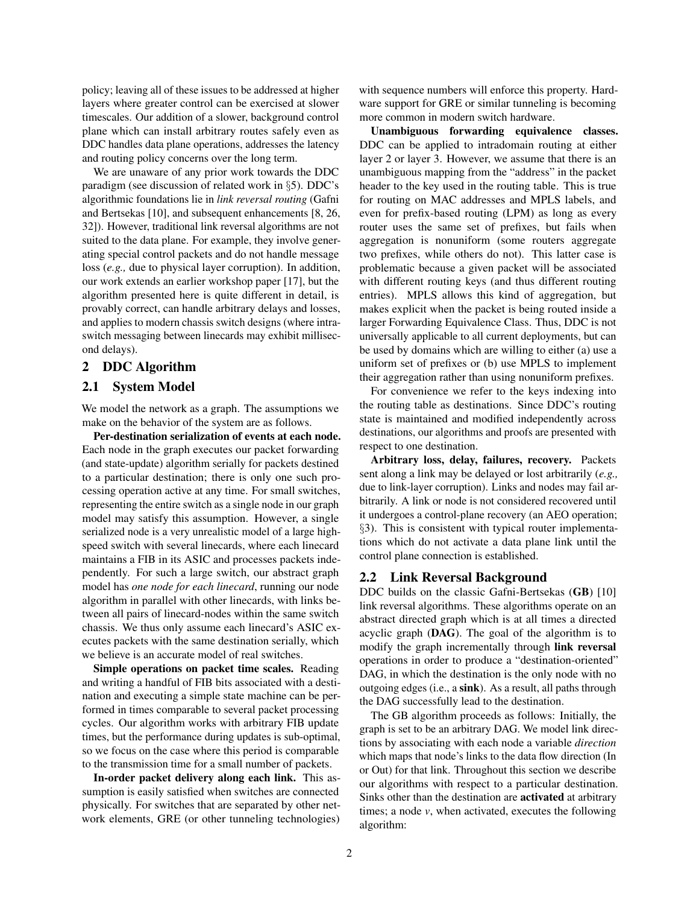policy; leaving all of these issues to be addressed at higher layers where greater control can be exercised at slower timescales. Our addition of a slower, background control plane which can install arbitrary routes safely even as DDC handles data plane operations, addresses the latency and routing policy concerns over the long term.

We are unaware of any prior work towards the DDC paradigm (see discussion of related work in §5). DDC's algorithmic foundations lie in *link reversal routing* (Gafni and Bertsekas [10], and subsequent enhancements [8, 26, 32]). However, traditional link reversal algorithms are not suited to the data plane. For example, they involve generating special control packets and do not handle message loss (*e.g.,* due to physical layer corruption). In addition, our work extends an earlier workshop paper [17], but the algorithm presented here is quite different in detail, is provably correct, can handle arbitrary delays and losses, and applies to modern chassis switch designs (where intra-switch messaging between linecards may exhibit millisecond delays).

## 2 DDC Algorithm

### 2.1 System Model

We model the network as a graph. The assumptions we make on the behavior of the system are as follows.

**Per-destination serialization of events at each node.** Each node in the graph executes our packet forwarding (and state-update) algorithm serially for packets destined to a particular destination; there is only one such processing operation active at any time. For small switches, representing the entire switch as a single node in our graph model may satisfy this assumption. However, a single serialized node is a very unrealistic model of a large high-speed switch with several linecards, where each linecard maintains a FIB in its ASIC and processes packets independently. For such a large switch, our abstract graph model has *one node for each linecard*, running our node algorithm in parallel with other linecards, with links between all pairs of linecard-nodes within the same switch chassis. We thus only assume each linecard's ASIC executes packets with the same destination serially, which we believe is an accurate model of real switches.

**Simple operations on packet time scales.** Reading and writing a handful of FIB bits associated with a destination and executing a simple state machine can be performed in times comparable to several packet processing cycles. Our algorithm works with arbitrary FIB update times, but the performance during updates is sub-optimal, so we focus on the case where this period is comparable to the transmission time for a small number of packets.

**In-order packet delivery along each link.** This assumption is easily satisfied when switches are connected physically. For switches that are separated by other network elements, GRE (or other tunneling technologies) with sequence numbers will enforce this property. Hardware support for GRE or similar tunneling is becoming more common in modern switch hardware.

**Unambiguous forwarding equivalence classes.** DDC can be applied to intradomain routing at either layer 2 or layer 3. However, we assume that there is an unambiguous mapping from the "address" in the packet header to the key used in the routing table. This is true for routing on MAC addresses and MPLS labels, and even for prefix-based routing (LPM) as long as every router uses the same set of prefixes, but fails when aggregation is nonuniform (some routers aggregate two prefixes, while others do not). This latter case is problematic because a given packet will be associated with different routing keys (and thus different routing entries). MPLS allows this kind of aggregation, but makes explicit when the packet is being routed inside a larger Forwarding Equivalence Class. Thus, DDC is not universally applicable to all current deployments, but can be used by domains which are willing to either (a) use a uniform set of prefixes or (b) use MPLS to implement their aggregation rather than using nonuniform prefixes.

For convenience we refer to the keys indexing into the routing table as destinations. Since DDC's routing state is maintained and modified independently across destinations, our algorithms and proofs are presented with respect to one destination.

**Arbitrary loss, delay, failures, recovery.** Packets sent along a link may be delayed or lost arbitrarily (*e.g.,* due to link-layer corruption). Links and nodes may fail arbitrarily. A link or node is not considered recovered until it undergoes a control-plane recovery (an AEO operation; §3). This is consistent with typical router implementations which do not activate a data plane link until the control plane connection is established.

### 2.2 Link Reversal Background

DDC builds on the classic Gafni-Bertsekas (**GB**) [10] link reversal algorithms. These algorithms operate on an abstract directed graph which is at all times a directed acyclic graph (**DAG**). The goal of the algorithm is to modify the graph incrementally through **link reversal** operations in order to produce a "destination-oriented" DAG, in which the destination is the only node with no outgoing edges (i.e., a **sink**). As a result, all paths through the DAG successfully lead to the destination.

The GB algorithm proceeds as follows: Initially, the graph is set to be an arbitrary DAG. We model link directions by associating with each node a variable *direction* which maps that node's links to the data flow direction (In or Out) for that link. Throughout this section we describe our algorithms with respect to a particular destination. Sinks other than the destination are **activated** at arbitrary times; a node $v$, when activated, executes the following algorithm: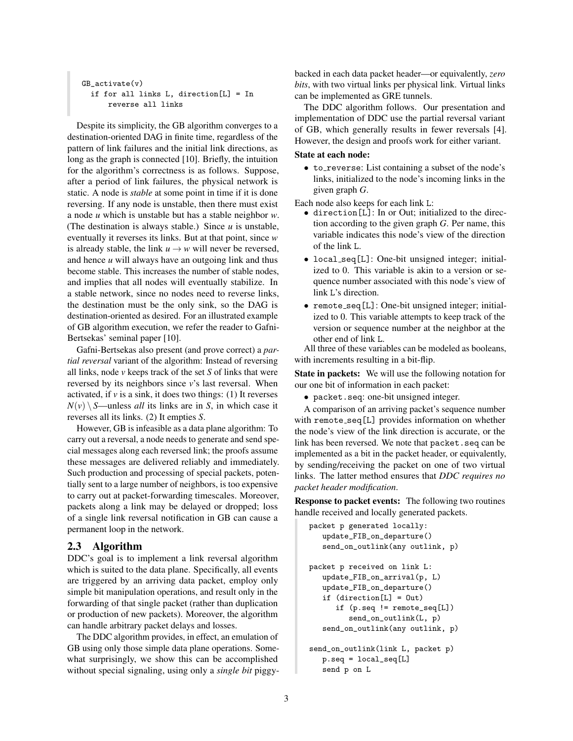```
GB_activate(v)
  if for all links L, direction[L] = In
      reverse all links
```

Despite its simplicity, the GB algorithm converges to a destination-oriented DAG in finite time, regardless of the pattern of link failures and the initial link directions, as long as the graph is connected [10]. Briefly, the intuition for the algorithm's correctness is as follows. Suppose, after a period of link failures, the physical network is static. A node is *stable* at some point in time if it is done reversing. If any node is unstable, then there must exist a node $u$ which is unstable but has a stable neighbor $w$. (The destination is always stable.) Since $u$ is unstable, eventually it reverses its links. But at that point, since $w$ is already stable, the link $u \to w$ will never be reversed, and hence $u$ will always have an outgoing link and thus become stable. This increases the number of stable nodes, and implies that all nodes will eventually stabilize. In a stable network, since no nodes need to reverse links, the destination must be the only sink, so the DAG is destination-oriented as desired. For an illustrated example of GB algorithm execution, we refer the reader to Gafni-Bertsekas' seminal paper [10].

Gafni-Bertsekas also present (and prove correct) a *partial reversal* variant of the algorithm: Instead of reversing all links, node $v$ keeps track of the set $S$ of links that were reversed by its neighbors since $v$'s last reversal. When activated, if $v$ is a sink, it does two things: (1) It reverses $N(v) \setminus S$—unless *all* its links are in $S$, in which case it reverses all its links. (2) It empties $S$.

However, GB is infeasible as a data plane algorithm: To carry out a reversal, a node needs to generate and send special messages along each reversed link; the proofs assume these messages are delivered reliably and immediately. Such production and processing of special packets, potentially sent to a large number of neighbors, is too expensive to carry out at packet-forwarding timescales. Moreover, packets along a link may be delayed or dropped; loss of a single link reversal notification in GB can cause a permanent loop in the network.

## 2.3 Algorithm

DDC's goal is to implement a link reversal algorithm which is suited to the data plane. Specifically, all events are triggered by an arriving data packet, employ only simple bit manipulation operations, and result only in the forwarding of that single packet (rather than duplication or production of new packets). Moreover, the algorithm can handle arbitrary packet delays and losses.

The DDC algorithm provides, in effect, an emulation of GB using only those simple data plane operations. Somewhat surprisingly, we show this can be accomplished without special signaling, using only a *single bit* piggybacked in each data packet header—or equivalently, *zero bits*, with two virtual links per physical link. Virtual links can be implemented as GRE tunnels.

The DDC algorithm follows. Our presentation and implementation of DDC use the partial reversal variant of GB, which generally results in fewer reversals [4]. However, the design and proofs work for either variant.

**State at each node:**

- `to_reverse`: List containing a subset of the node's links, initialized to the node's incoming links in the given graph $G$.

Each node also keeps for each link `L`:

- `direction[L]`: In or Out; initialized to the direction according to the given graph $G$. Per name, this variable indicates this node's view of the direction of the link `L`.
- `local_seq[L]`: One-bit unsigned integer; initialized to 0. This variable is akin to a version or sequence number associated with this node's view of link `L`'s direction.
- `remote_seq[L]`: One-bit unsigned integer; initialized to 0. This variable attempts to keep track of the version or sequence number at the neighbor at the other end of link `L`.

All three of these variables can be modeled as booleans, with increments resulting in a bit-flip.

**State in packets:** We will use the following notation for our one bit of information in each packet:

- `packet.seq`: one-bit unsigned integer.

A comparison of an arriving packet's sequence number with `remote_seq[L]` provides information on whether the node's view of the link direction is accurate, or the link has been reversed. We note that `packet.seq` can be implemented as a bit in the packet header, or equivalently, by sending/receiving the packet on one of two virtual links. The latter method ensures that *DDC requires no packet header modification*.

**Response to packet events:** The following two routines handle received and locally generated packets.

```
packet p generated locally:
   update_FIB_on_departure()
   send_on_outlink(any outlink, p)

packet p received on link L:
   update_FIB_on_arrival(p, L)
   update_FIB_on_departure()
   if (direction[L] = Out)
      if (p.seq != remote_seq[L])
         send_on_outlink(L, p)
   send_on_outlink(any outlink, p)

send_on_outlink(link L, packet p)
   p.seq = local_seq[L]
   send p on L
```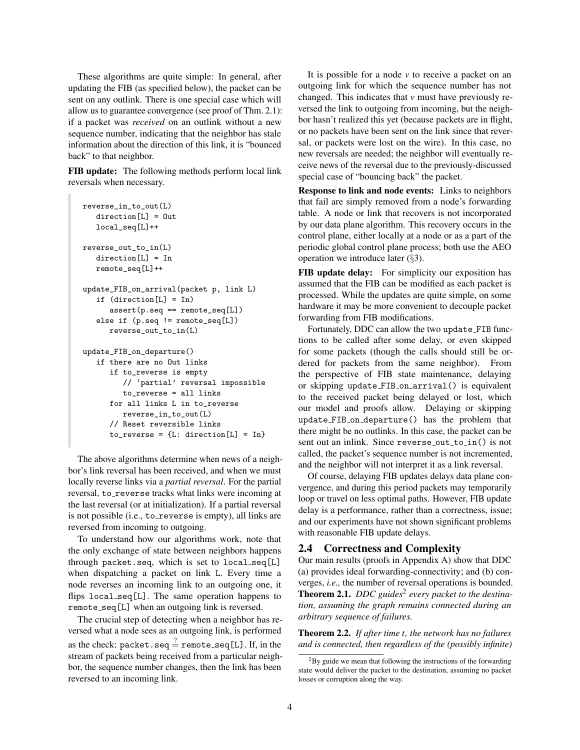These algorithms are quite simple: In general, after updating the FIB (as specified below), the packet can be sent on any outlink. There is one special case which will allow us to guarantee convergence (see proof of Thm. 2.1): if a packet was *received* on an outlink without a new sequence number, indicating that the neighbor has stale information about the direction of this link, it is "bounced back" to that neighbor.

**FIB update:** The following methods perform local link reversals when necessary.

```
reverse_in_to_out(L)
   direction[L] = Out
   local_seq[L]++

reverse_out_to_in(L)
   direction[L] = In
   remote_seq[L]++

update_FIB_on_arrival(packet p, link L)
   if (direction[L] = In)
      assert(p.seq == remote_seq[L])
   else if (p.seq != remote_seq[L])
      reverse_out_to_in(L)

update_FIB_on_departure()
   if there are no Out links
      if to_reverse is empty
         // 'partial' reversal impossible
         to_reverse = all links
      for all links L in to_reverse
         reverse_in_to_out(L)
      // Reset reversible links
      to_reverse = {L: direction[L] = In}
```

The above algorithms determine when news of a neighbor's link reversal has been received, and when we must locally reverse links via a *partial reversal*. For the partial reversal, to_reverse tracks what links were incoming at the last reversal (or at initialization). If a partial reversal is not possible (i.e., to_reverse is empty), all links are reversed from incoming to outgoing.

To understand how our algorithms work, note that the only exchange of state between neighbors happens through packet.seq, which is set to local_seq[L] when dispatching a packet on link L. Every time a node reverses an incoming link to an outgoing one, it flips local_seq[L]. The same operation happens to remote_seq[L] when an outgoing link is reversed.

The crucial step of detecting when a neighbor has reversed what a node sees as an outgoing link, is performed as the check: packet.seq $\stackrel{?}{=}$ remote_seq[L]. If, in the stream of packets being received from a particular neighbor, the sequence number changes, then the link has been reversed to an incoming link.

It is possible for a node *v* to receive a packet on an outgoing link for which the sequence number has not changed. This indicates that *v* must have previously reversed the link to outgoing from incoming, but the neighbor hasn't realized this yet (because packets are in flight, or no packets have been sent on the link since that reversal, or packets were lost on the wire). In this case, no new reversals are needed; the neighbor will eventually receive news of the reversal due to the previously-discussed special case of "bouncing back" the packet.

**Response to link and node events:** Links to neighbors that fail are simply removed from a node's forwarding table. A node or link that recovers is not incorporated by our data plane algorithm. This recovery occurs in the control plane, either locally at a node or as a part of the periodic global control plane process; both use the AEO operation we introduce later (§3).

**FIB update delay:** For simplicity our exposition has assumed that the FIB can be modified as each packet is processed. While the updates are quite simple, on some hardware it may be more convenient to decouple packet forwarding from FIB modifications.

Fortunately, DDC can allow the two update_FIB functions to be called after some delay, or even skipped for some packets (though the calls should still be ordered for packets from the same neighbor). From the perspective of FIB state maintenance, delaying or skipping update_FIB_on_arrival() is equivalent to the received packet being delayed or lost, which our model and proofs allow. Delaying or skipping update_FIB_on_departure() has the problem that there might be no outlinks. In this case, the packet can be sent out an inlink. Since reverse_out_to_in() is not called, the packet's sequence number is not incremented, and the neighbor will not interpret it as a link reversal.

Of course, delaying FIB updates delays data plane convergence, and during this period packets may temporarily loop or travel on less optimal paths. However, FIB update delay is a performance, rather than a correctness, issue; our experiments have not shown significant problems with reasonable FIB update delays.

## 2.4 Correctness and Complexity

Our main results (proofs in Appendix A) show that DDC (a) provides ideal forwarding-connectivity; and (b) converges, *i.e.,* the number of reversal operations is bounded.

**Theorem 2.1.** *DDC guides*[2] *every packet to the destination, assuming the graph remains connected during an arbitrary sequence of failures.*

**Theorem 2.2.** *If after time t, the network has no failures and is connected, then regardless of the (possibly infinite)*

[2] By guide we mean that following the instructions of the forwarding state would deliver the packet to the destination, assuming no packet losses or corruption along the way.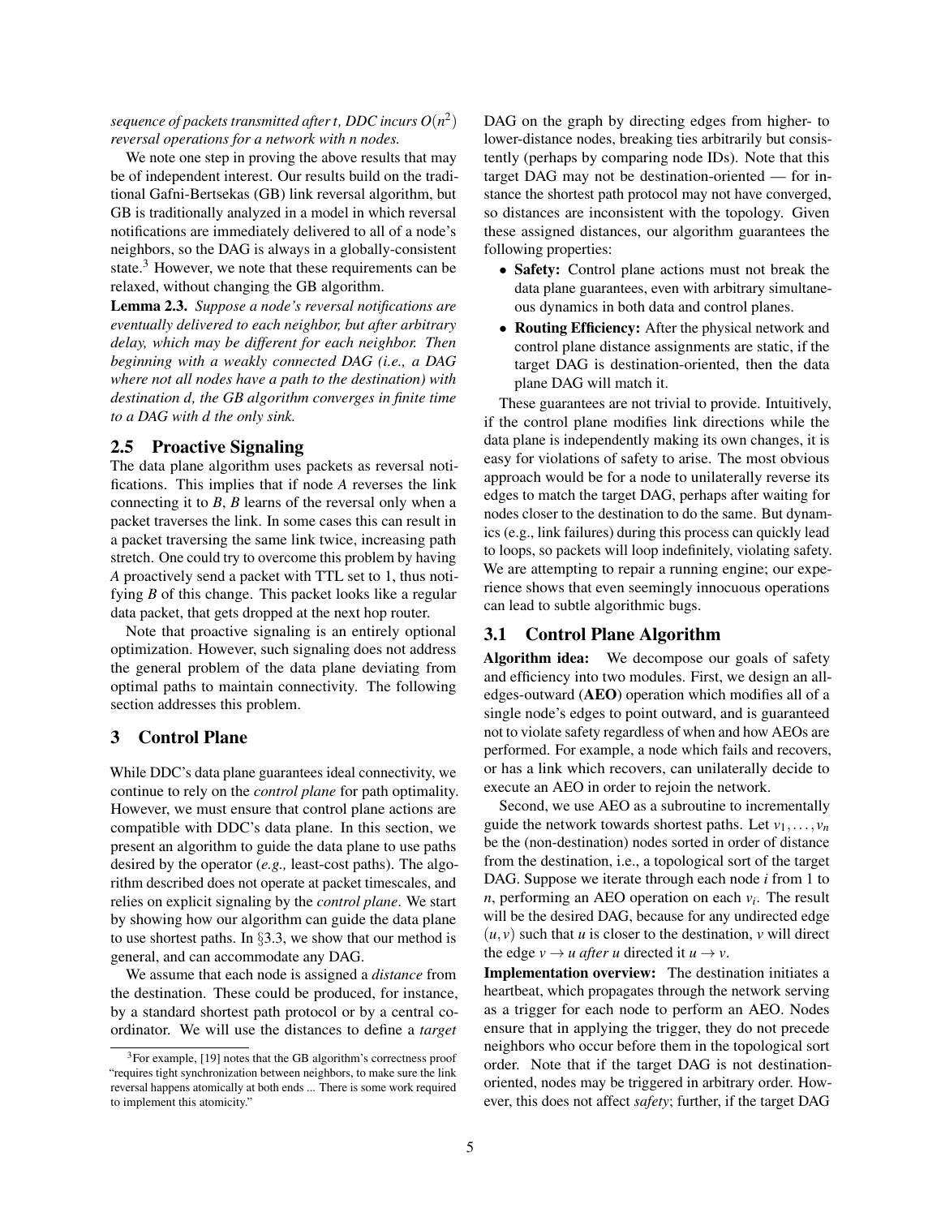*sequence of packets transmitted after t, DDC incurs $O(n^2)$ reversal operations for a network with n nodes.*

We note one step in proving the above results that may be of independent interest. Our results build on the traditional Gafni-Bertsekas (GB) link reversal algorithm, but GB is traditionally analyzed in a model in which reversal notifications are immediately delivered to all of a node's neighbors, so the DAG is always in a globally-consistent state.[3] However, we note that these requirements can be relaxed, without changing the GB algorithm.

**Lemma 2.3.** *Suppose a node's reversal notifications are eventually delivered to each neighbor, but after arbitrary delay, which may be different for each neighbor. Then beginning with a weakly connected DAG (i.e., a DAG where not all nodes have a path to the destination) with destination d, the GB algorithm converges in finite time to a DAG with d the only sink.*

### 2.5 Proactive Signaling

The data plane algorithm uses packets as reversal notifications. This implies that if node $A$ reverses the link connecting it to $B$, $B$ learns of the reversal only when a packet traverses the link. In some cases this can result in a packet traversing the same link twice, increasing path stretch. One could try to overcome this problem by having $A$ proactively send a packet with TTL set to 1, thus notifying $B$ of this change. This packet looks like a regular data packet, that gets dropped at the next hop router.

Note that proactive signaling is an entirely optional optimization. However, such signaling does not address the general problem of the data plane deviating from optimal paths to maintain connectivity. The following section addresses this problem.

## 3 Control Plane

While DDC's data plane guarantees ideal connectivity, we continue to rely on the *control plane* for path optimality. However, we must ensure that control plane actions are compatible with DDC's data plane. In this section, we present an algorithm to guide the data plane to use paths desired by the operator (*e.g.,* least-cost paths). The algorithm described does not operate at packet timescales, and relies on explicit signaling by the *control plane*. We start by showing how our algorithm can guide the data plane to use shortest paths. In §3.3, we show that our method is general, and can accommodate any DAG.

We assume that each node is assigned a *distance* from the destination. These could be produced, for instance, by a standard shortest path protocol or by a central coordinator. We will use the distances to define a *target* DAG on the graph by directing edges from higher- to lower-distance nodes, breaking ties arbitrarily but consistently (perhaps by comparing node IDs). Note that this target DAG may not be destination-oriented — for instance the shortest path protocol may not have converged, so distances are inconsistent with the topology. Given these assigned distances, our algorithm guarantees the following properties:

- **Safety:** Control plane actions must not break the data plane guarantees, even with arbitrary simultaneous dynamics in both data and control planes.
- **Routing Efficiency:** After the physical network and control plane distance assignments are static, if the target DAG is destination-oriented, then the data plane DAG will match it.

These guarantees are not trivial to provide. Intuitively, if the control plane modifies link directions while the data plane is independently making its own changes, it is easy for violations of safety to arise. The most obvious approach would be for a node to unilaterally reverse its edges to match the target DAG, perhaps after waiting for nodes closer to the destination to do the same. But dynamics (e.g., link failures) during this process can quickly lead to loops, so packets will loop indefinitely, violating safety. We are attempting to repair a running engine; our experience shows that even seemingly innocuous operations can lead to subtle algorithmic bugs.

### 3.1 Control Plane Algorithm

**Algorithm idea:** We decompose our goals of safety and efficiency into two modules. First, we design an all-edges-outward (**AEO**) operation which modifies all of a single node's edges to point outward, and is guaranteed not to violate safety regardless of when and how AEOs are performed. For example, a node which fails and recovers, or has a link which recovers, can unilaterally decide to execute an AEO in order to rejoin the network.

Second, we use AEO as a subroutine to incrementally guide the network towards shortest paths. Let $v_1, \ldots, v_n$ be the (non-destination) nodes sorted in order of distance from the destination, i.e., a topological sort of the target DAG. Suppose we iterate through each node $i$ from 1 to $n$, performing an AEO operation on each $v_i$. The result will be the desired DAG, because for any undirected edge $(u, v)$ such that $u$ is closer to the destination, $v$ will direct the edge $v \rightarrow u$ *after* $u$ directed it $u \rightarrow v$.

**Implementation overview:** The destination initiates a heartbeat, which propagates through the network serving as a trigger for each node to perform an AEO. Nodes ensure that in applying the trigger, they do not precede neighbors who occur before them in the topological sort order. Note that if the target DAG is not destination-oriented, nodes may be triggered in arbitrary order. However, this does not affect *safety*; further, if the target DAG

[3] For example, [19] notes that the GB algorithm's correctness proof "requires tight synchronization between neighbors, to make sure the link reversal happens atomically at both ends ... There is some work required to implement this atomicity."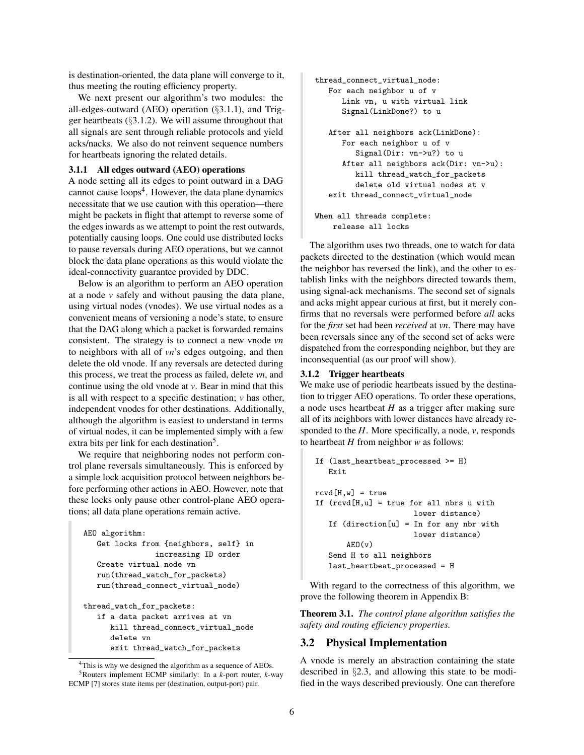is destination-oriented, the data plane will converge to it, thus meeting the routing efficiency property.

We next present our algorithm's two modules: the all-edges-outward (AEO) operation (§3.1.1), and Trigger heartbeats (§3.1.2). We will assume throughout that all signals are sent through reliable protocols and yield acks/nacks. We also do not reinvent sequence numbers for heartbeats ignoring the related details.

### 3.1.1 All edges outward (AEO) operations

A node setting all its edges to point outward in a DAG cannot cause loops[4]. However, the data plane dynamics necessitate that we use caution with this operation—there might be packets in flight that attempt to reverse some of the edges inwards as we attempt to point the rest outwards, potentially causing loops. One could use distributed locks to pause reversals during AEO operations, but we cannot block the data plane operations as this would violate the ideal-connectivity guarantee provided by DDC.

Below is an algorithm to perform an AEO operation at a node *v* safely and without pausing the data plane, using virtual nodes (vnodes). We use virtual nodes as a convenient means of versioning a node's state, to ensure that the DAG along which a packet is forwarded remains consistent. The strategy is to connect a new vnode *vn* to neighbors with all of *vn*'s edges outgoing, and then delete the old vnode. If any reversals are detected during this process, we treat the process as failed, delete *vn*, and continue using the old vnode at *v*. Bear in mind that this is all with respect to a specific destination; *v* has other, independent vnodes for other destinations. Additionally, although the algorithm is easiest to understand in terms of virtual nodes, it can be implemented simply with a few extra bits per link for each destination[5].

We require that neighboring nodes not perform control plane reversals simultaneously. This is enforced by a simple lock acquisition protocol between neighbors before performing other actions in AEO. However, note that these locks only pause other control-plane AEO operations; all data plane operations remain active.

```
AEO algorithm:
   Get locks from {neighbors, self} in
                increasing ID order
   Create virtual node vn
   run(thread_watch_for_packets)
   run(thread_connect_virtual_node)

thread_watch_for_packets:
   if a data packet arrives at vn
      kill thread_connect_virtual_node
      delete vn
      exit thread_watch_for_packets

thread_connect_virtual_node:
   For each neighbor u of v
      Link vn, u with virtual link
      Signal(LinkDone?) to u

   After all neighbors ack(LinkDone):
      For each neighbor u of v
         Signal(Dir: vn->u?) to u
      After all neighbors ack(Dir: vn->u):
         kill thread_watch_for_packets
         delete old virtual nodes at v
   exit thread_connect_virtual_node

When all threads complete:
    release all locks
```

The algorithm uses two threads, one to watch for data packets directed to the destination (which would mean the neighbor has reversed the link), and the other to establish links with the neighbors directed towards them, using signal-ack mechanisms. The second set of signals and acks might appear curious at first, but it merely confirms that no reversals were performed before *all* acks for the *first* set had been *received* at *vn*. There may have been reversals since any of the second set of acks were dispatched from the corresponding neighbor, but they are inconsequential (as our proof will show).

### 3.1.2 Trigger heartbeats

We make use of periodic heartbeats issued by the destination to trigger AEO operations. To order these operations, a node uses heartbeat *H* as a trigger after making sure all of its neighbors with lower distances have already responded to the *H*. More specifically, a node, *v*, responds to heartbeat *H* from neighbor *w* as follows:

```
If (last_heartbeat_processed >= H)
   Exit

rcvd[H,w] = true
If (rcvd[H,u] = true for all nbrs u with
                     lower distance)
   If (direction[u] = In for any nbr with
                     lower distance)
      AEO(v)
   Send H to all neighbors
   last_heartbeat_processed = H
```

With regard to the correctness of this algorithm, we prove the following theorem in Appendix B:

**Theorem 3.1.** *The control plane algorithm satisfies the safety and routing efficiency properties.*

## 3.2 Physical Implementation

A vnode is merely an abstraction containing the state described in §2.3, and allowing this state to be modified in the ways described previously. One can therefore

[4] This is why we designed the algorithm as a sequence of AEOs.

[5] Routers implement ECMP similarly: In a *k*-port router, *k*-way ECMP [7] stores state items per (destination, output-port) pair.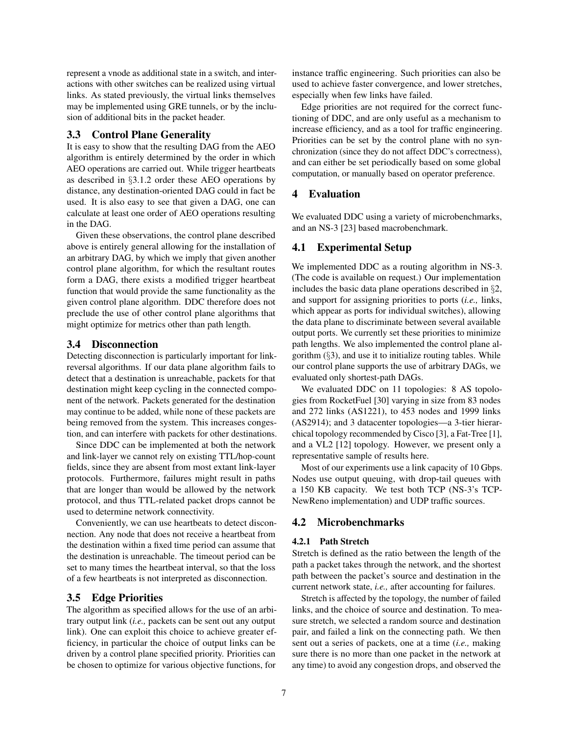represent a vnode as additional state in a switch, and interactions with other switches can be realized using virtual links. As stated previously, the virtual links themselves may be implemented using GRE tunnels, or by the inclusion of additional bits in the packet header.

### 3.3 Control Plane Generality

It is easy to show that the resulting DAG from the AEO algorithm is entirely determined by the order in which AEO operations are carried out. While trigger heartbeats as described in §3.1.2 order these AEO operations by distance, any destination-oriented DAG could in fact be used. It is also easy to see that given a DAG, one can calculate at least one order of AEO operations resulting in the DAG.

Given these observations, the control plane described above is entirely general allowing for the installation of an arbitrary DAG, by which we imply that given another control plane algorithm, for which the resultant routes form a DAG, there exists a modified trigger heartbeat function that would provide the same functionality as the given control plane algorithm. DDC therefore does not preclude the use of other control plane algorithms that might optimize for metrics other than path length.

### 3.4 Disconnection

Detecting disconnection is particularly important for link-reversal algorithms. If our data plane algorithm fails to detect that a destination is unreachable, packets for that destination might keep cycling in the connected component of the network. Packets generated for the destination may continue to be added, while none of these packets are being removed from the system. This increases congestion, and can interfere with packets for other destinations.

Since DDC can be implemented at both the network and link-layer we cannot rely on existing TTL/hop-count fields, since they are absent from most extant link-layer protocols. Furthermore, failures might result in paths that are longer than would be allowed by the network protocol, and thus TTL-related packet drops cannot be used to determine network connectivity.

Conveniently, we can use heartbeats to detect disconnection. Any node that does not receive a heartbeat from the destination within a fixed time period can assume that the destination is unreachable. The timeout period can be set to many times the heartbeat interval, so that the loss of a few heartbeats is not interpreted as disconnection.

### 3.5 Edge Priorities

The algorithm as specified allows for the use of an arbitrary output link (*i.e.,* packets can be sent out any output link). One can exploit this choice to achieve greater efficiency, in particular the choice of output links can be driven by a control plane specified priority. Priorities can be chosen to optimize for various objective functions, for instance traffic engineering. Such priorities can also be used to achieve faster convergence, and lower stretches, especially when few links have failed.

Edge priorities are not required for the correct functioning of DDC, and are only useful as a mechanism to increase efficiency, and as a tool for traffic engineering. Priorities can be set by the control plane with no synchronization (since they do not affect DDC's correctness), and can either be set periodically based on some global computation, or manually based on operator preference.

## 4 Evaluation

We evaluated DDC using a variety of microbenchmarks, and an NS-3 [23] based macrobenchmark.

### 4.1 Experimental Setup

We implemented DDC as a routing algorithm in NS-3. (The code is available on request.) Our implementation includes the basic data plane operations described in §2, and support for assigning priorities to ports (*i.e.,* links, which appear as ports for individual switches), allowing the data plane to discriminate between several available output ports. We currently set these priorities to minimize path lengths. We also implemented the control plane algorithm (§3), and use it to initialize routing tables. While our control plane supports the use of arbitrary DAGs, we evaluated only shortest-path DAGs.

We evaluated DDC on 11 topologies: 8 AS topologies from RocketFuel [30] varying in size from 83 nodes and 272 links (AS1221), to 453 nodes and 1999 links (AS2914); and 3 datacenter topologies—a 3-tier hierarchical topology recommended by Cisco [3], a Fat-Tree [1], and a VL2 [12] topology. However, we present only a representative sample of results here.

Most of our experiments use a link capacity of 10 Gbps. Nodes use output queuing, with drop-tail queues with a 150 KB capacity. We test both TCP (NS-3's TCP-NewReno implementation) and UDP traffic sources.

### 4.2 Microbenchmarks

#### 4.2.1 Path Stretch

Stretch is defined as the ratio between the length of the path a packet takes through the network, and the shortest path between the packet's source and destination in the current network state, *i.e.,* after accounting for failures.

Stretch is affected by the topology, the number of failed links, and the choice of source and destination. To measure stretch, we selected a random source and destination pair, and failed a link on the connecting path. We then sent out a series of packets, one at a time (*i.e.,* making sure there is no more than one packet in the network at any time) to avoid any congestion drops, and observed the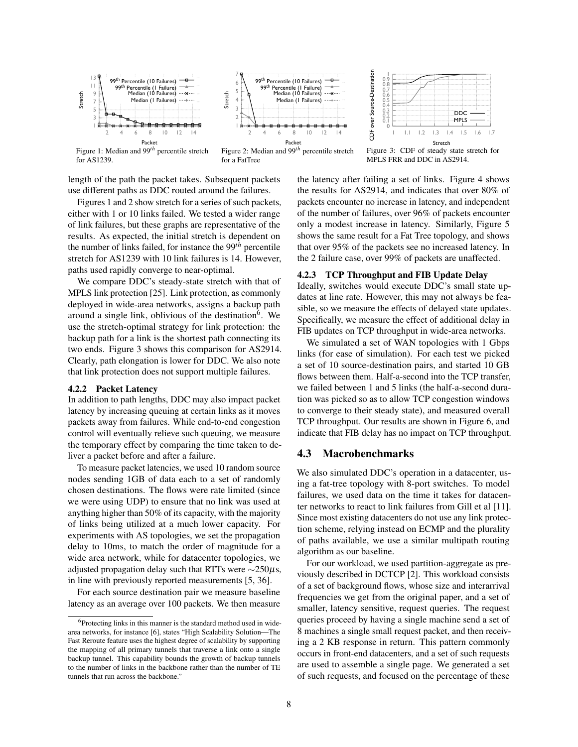Figure 1: Median and $99^{th}$ percentile stretch for AS1239.

Figure 2: Median and $99^{th}$ percentile stretch for a FatTree

Figure 3: CDF of steady state stretch for MPLS FRR and DDC in AS2914.

length of the path the packet takes. Subsequent packets use different paths as DDC routed around the failures.

Figures 1 and 2 show stretch for a series of such packets, either with 1 or 10 links failed. We tested a wider range of link failures, but these graphs are representative of the results. As expected, the initial stretch is dependent on the number of links failed, for instance the $99^{th}$ percentile stretch for AS1239 with 10 link failures is 14. However, paths used rapidly converge to near-optimal.

We compare DDC's steady-state stretch with that of MPLS link protection [25]. Link protection, as commonly deployed in wide-area networks, assigns a backup path around a single link, oblivious of the destination[6]. We use the stretch-optimal strategy for link protection: the backup path for a link is the shortest path connecting its two ends. Figure 3 shows this comparison for AS2914. Clearly, path elongation is lower for DDC. We also note that link protection does not support multiple failures.

#### 4.2.2 Packet Latency

In addition to path lengths, DDC may also impact packet latency by increasing queuing at certain links as it moves packets away from failures. While end-to-end congestion control will eventually relieve such queuing, we measure the temporary effect by comparing the time taken to deliver a packet before and after a failure.

To measure packet latencies, we used 10 random source nodes sending 1GB of data each to a set of randomly chosen destinations. The flows were rate limited (since we were using UDP) to ensure that no link was used at anything higher than 50% of its capacity, with the majority of links being utilized at a much lower capacity. For experiments with AS topologies, we set the propagation delay to 10ms, to match the order of magnitude for a wide area network, while for datacenter topologies, we adjusted propagation delay such that RTTs were $\sim 250\mu$s, in line with previously reported measurements [5, 36].

For each source destination pair we measure baseline latency as an average over 100 packets. We then measure the latency after failing a set of links. Figure 4 shows the results for AS2914, and indicates that over 80% of packets encounter no increase in latency, and independent of the number of failures, over 96% of packets encounter only a modest increase in latency. Similarly, Figure 5 shows the same result for a Fat Tree topology, and shows that over 95% of the packets see no increased latency. In the 2 failure case, over 99% of packets are unaffected.

#### 4.2.3 TCP Throughput and FIB Update Delay

Ideally, switches would execute DDC's small state updates at line rate. However, this may not always be feasible, so we measure the effects of delayed state updates. Specifically, we measure the effect of additional delay in FIB updates on TCP throughput in wide-area networks.

We simulated a set of WAN topologies with 1 Gbps links (for ease of simulation). For each test we picked a set of 10 source-destination pairs, and started 10 GB flows between them. Half-a-second into the TCP transfer, we failed between 1 and 5 links (the half-a-second duration was picked so as to allow TCP congestion windows to converge to their steady state), and measured overall TCP throughput. Our results are shown in Figure 6, and indicate that FIB delay has no impact on TCP throughput.

### 4.3 Macrobenchmarks

We also simulated DDC's operation in a datacenter, using a fat-tree topology with 8-port switches. To model failures, we used data on the time it takes for datacenter networks to react to link failures from Gill et al [11]. Since most existing datacenters do not use any link protection scheme, relying instead on ECMP and the plurality of paths available, we use a similar multipath routing algorithm as our baseline.

For our workload, we used partition-aggregate as previously described in DCTCP [2]. This workload consists of a set of background flows, whose size and interarrival frequencies we get from the original paper, and a set of smaller, latency sensitive, request queries. The request queries proceed by having a single machine send a set of 8 machines a single small request packet, and then receiving a 2 KB response in return. This pattern commonly occurs in front-end datacenters, and a set of such requests are used to assemble a single page. We generated a set of such requests, and focused on the percentage of these

[6] Protecting links in this manner is the standard method used in wide-area networks, for instance [6], states "High Scalability Solution—The Fast Reroute feature uses the highest degree of scalability by supporting the mapping of all primary tunnels that traverse a link onto a single backup tunnel. This capability bounds the growth of backup tunnels to the number of links in the backbone rather than the number of TE tunnels that run across the backbone."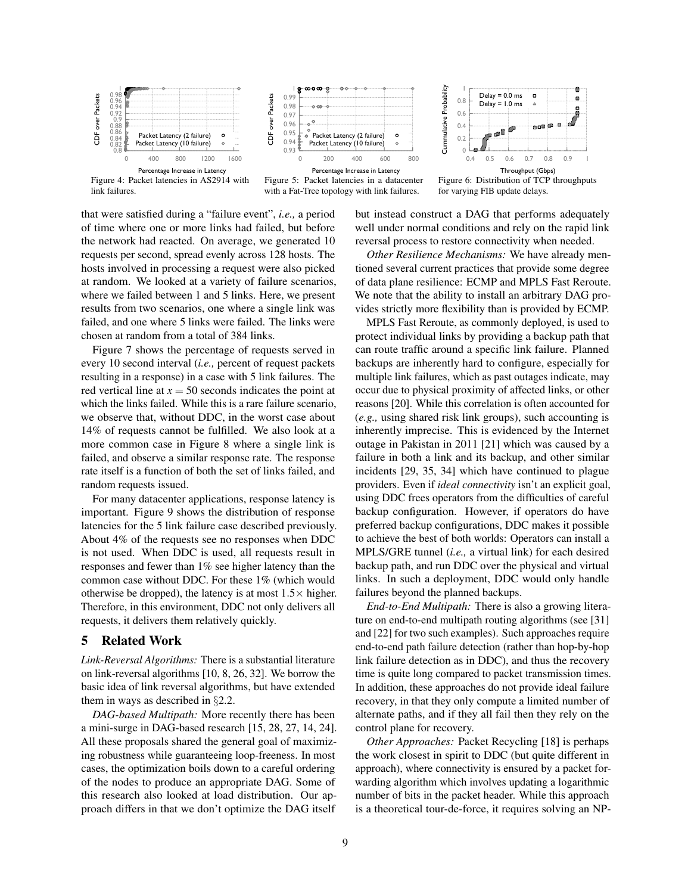Figure 4: Packet latencies in AS2914 with link failures.

Figure 5: Packet latencies in a datacenter with a Fat-Tree topology with link failures.

Figure 6: Distribution of TCP throughputs for varying FIB update delays.

that were satisfied during a "failure event", *i.e.,* a period of time where one or more links had failed, but before the network had reacted. On average, we generated 10 requests per second, spread evenly across 128 hosts. The hosts involved in processing a request were also picked at random. We looked at a variety of failure scenarios, where we failed between 1 and 5 links. Here, we present results from two scenarios, one where a single link was failed, and one where 5 links were failed. The links were chosen at random from a total of 384 links.

Figure 7 shows the percentage of requests served in every 10 second interval (*i.e.,* percent of request packets resulting in a response) in a case with 5 link failures. The red vertical line at $x = 50$ seconds indicates the point at which the links failed. While this is a rare failure scenario, we observe that, without DDC, in the worst case about 14% of requests cannot be fulfilled. We also look at a more common case in Figure 8 where a single link is failed, and observe a similar response rate. The response rate itself is a function of both the set of links failed, and random requests issued.

For many datacenter applications, response latency is important. Figure 9 shows the distribution of response latencies for the 5 link failure case described previously. About 4% of the requests see no responses when DDC is not used. When DDC is used, all requests result in responses and fewer than 1% see higher latency than the common case without DDC. For these 1% (which would otherwise be dropped), the latency is at most $1.5\times$ higher. Therefore, in this environment, DDC not only delivers all requests, it delivers them relatively quickly.

## 5 Related Work

*Link-Reversal Algorithms:* There is a substantial literature on link-reversal algorithms [10, 8, 26, 32]. We borrow the basic idea of link reversal algorithms, but have extended them in ways as described in §2.2.

*DAG-based Multipath:* More recently there has been a mini-surge in DAG-based research [15, 28, 27, 14, 24]. All these proposals shared the general goal of maximizing robustness while guaranteeing loop-freeness. In most cases, the optimization boils down to a careful ordering of the nodes to produce an appropriate DAG. Some of this research also looked at load distribution. Our approach differs in that we don't optimize the DAG itself but instead construct a DAG that performs adequately well under normal conditions and rely on the rapid link reversal process to restore connectivity when needed.

*Other Resilience Mechanisms:* We have already mentioned several current practices that provide some degree of data plane resilience: ECMP and MPLS Fast Reroute. We note that the ability to install an arbitrary DAG provides strictly more flexibility than is provided by ECMP.

MPLS Fast Reroute, as commonly deployed, is used to protect individual links by providing a backup path that can route traffic around a specific link failure. Planned backups are inherently hard to configure, especially for multiple link failures, which as past outages indicate, may occur due to physical proximity of affected links, or other reasons [20]. While this correlation is often accounted for (*e.g.,* using shared risk link groups), such accounting is inherently imprecise. This is evidenced by the Internet outage in Pakistan in 2011 [21] which was caused by a failure in both a link and its backup, and other similar incidents [29, 35, 34] which have continued to plague providers. Even if *ideal connectivity* isn't an explicit goal, using DDC frees operators from the difficulties of careful backup configuration. However, if operators do have preferred backup configurations, DDC makes it possible to achieve the best of both worlds: Operators can install a MPLS/GRE tunnel (*i.e.,* a virtual link) for each desired backup path, and run DDC over the physical and virtual links. In such a deployment, DDC would only handle failures beyond the planned backups.

*End-to-End Multipath:* There is also a growing literature on end-to-end multipath routing algorithms (see [31] and [22] for two such examples). Such approaches require end-to-end path failure detection (rather than hop-by-hop link failure detection as in DDC), and thus the recovery time is quite long compared to packet transmission times. In addition, these approaches do not provide ideal failure recovery, in that they only compute a limited number of alternate paths, and if they all fail then they rely on the control plane for recovery.

*Other Approaches:* Packet Recycling [18] is perhaps the work closest in spirit to DDC (but quite different in approach), where connectivity is ensured by a packet forwarding algorithm which involves updating a logarithmic number of bits in the packet header. While this approach is a theoretical tour-de-force, it requires solving an NP-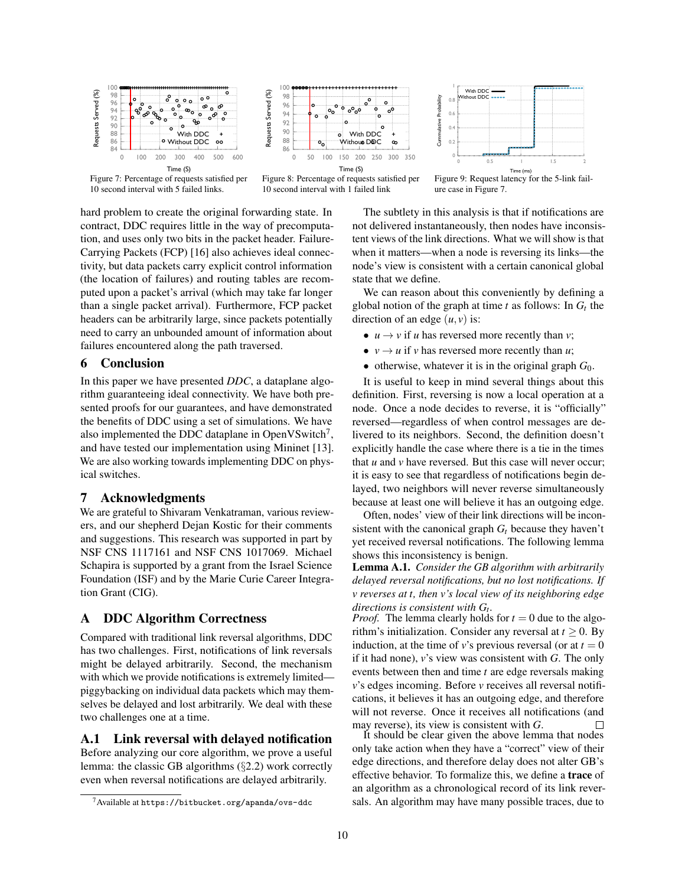Figure 7: Percentage of requests satisfied per 10 second interval with 5 failed links.

Figure 8: Percentage of requests satisfied per 10 second interval with 1 failed link

Figure 9: Request latency for the 5-link failure case in Figure 7.

hard problem to create the original forwarding state. In contract, DDC requires little in the way of precomputation, and uses only two bits in the packet header. Failure-Carrying Packets (FCP) [16] also achieves ideal connectivity, but data packets carry explicit control information (the location of failures) and routing tables are recomputed upon a packet's arrival (which may take far longer than a single packet arrival). Furthermore, FCP packet headers can be arbitrarily large, since packets potentially need to carry an unbounded amount of information about failures encountered along the path traversed.

## 6 Conclusion

In this paper we have presented *DDC*, a dataplane algorithm guaranteeing ideal connectivity. We have both presented proofs for our guarantees, and have demonstrated the benefits of DDC using a set of simulations. We have also implemented the DDC dataplane in OpenVSwitch[7], and have tested our implementation using Mininet [13]. We are also working towards implementing DDC on physical switches.

## 7 Acknowledgments

We are grateful to Shivaram Venkatraman, various reviewers, and our shepherd Dejan Kostic for their comments and suggestions. This research was supported in part by NSF CNS 1117161 and NSF CNS 1017069. Michael Schapira is supported by a grant from the Israel Science Foundation (ISF) and by the Marie Curie Career Integration Grant (CIG).

## A DDC Algorithm Correctness

Compared with traditional link reversal algorithms, DDC has two challenges. First, notifications of link reversals might be delayed arbitrarily. Second, the mechanism with which we provide notifications is extremely limited—piggybacking on individual data packets which may themselves be delayed and lost arbitrarily. We deal with these two challenges one at a time.

### A.1 Link reversal with delayed notification

Before analyzing our core algorithm, we prove a useful lemma: the classic GB algorithms (§2.2) work correctly even when reversal notifications are delayed arbitrarily.

[7] Available at https://bitbucket.org/apanda/ovs-ddc

The subtlety in this analysis is that if notifications are not delivered instantaneously, then nodes have inconsistent views of the link directions. What we will show is that when it matters—when a node is reversing its links—the node's view is consistent with a certain canonical global state that we define.

We can reason about this conveniently by defining a global notion of the graph at time $t$ as follows: In $G_t$ the direction of an edge $(u,v)$ is:

- $u \to v$ if $u$ has reversed more recently than $v$;
- $v \to u$ if $v$ has reversed more recently than $u$;
- otherwise, whatever it is in the original graph $G_0$.

It is useful to keep in mind several things about this definition. First, reversing is now a local operation at a node. Once a node decides to reverse, it is "officially" reversed—regardless of when control messages are delivered to its neighbors. Second, the definition doesn't explicitly handle the case where there is a tie in the times that $u$ and $v$ have reversed. But this case will never occur; it is easy to see that regardless of notifications begin delayed, two neighbors will never reverse simultaneously because at least one will believe it has an outgoing edge.

Often, nodes' view of their link directions will be inconsistent with the canonical graph $G_t$ because they haven't yet received reversal notifications. The following lemma shows this inconsistency is benign.

**Lemma A.1.** *Consider the GB algorithm with arbitrarily delayed reversal notifications, but no lost notifications. If $v$ reverses at $t$, then $v$'s local view of its neighboring edge directions is consistent with $G_t$.*

*Proof.* The lemma clearly holds for $t = 0$ due to the algorithm's initialization. Consider any reversal at $t \geq 0$. By induction, at the time of $v$'s previous reversal (or at $t = 0$ if it had none), $v$'s view was consistent with $G$. The only events between then and time $t$ are edge reversals making $v$'s edges incoming. Before $v$ receives all reversal notifications, it believes it has an outgoing edge, and therefore will not reverse. Once it receives all notifications (and may reverse), its view is consistent with $G$. □

It should be clear given the above lemma that nodes only take action when they have a "correct" view of their edge directions, and therefore delay does not alter GB's effective behavior. To formalize this, we define a **trace** of an algorithm as a chronological record of its link reversals. An algorithm may have many possible traces, due to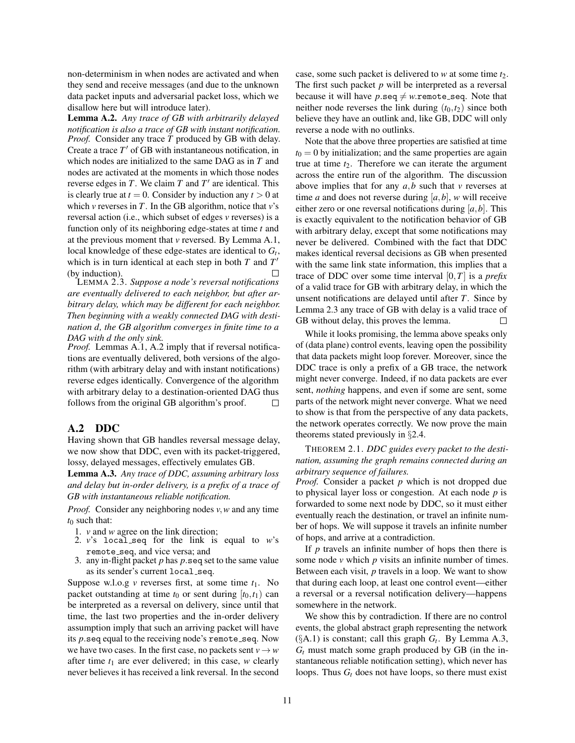non-determinism in when nodes are activated and when they send and receive messages (and due to the unknown data packet inputs and adversarial packet loss, which we disallow here but will introduce later).

**Lemma A.2.** *Any trace of GB with arbitrarily delayed notification is also a trace of GB with instant notification.*
*Proof.* Consider any trace $T$ produced by GB with delay. Create a trace $T'$ of GB with instantaneous notification, in which nodes are initialized to the same DAG as in $T$ and nodes are activated at the moments in which those nodes reverse edges in $T$. We claim $T$ and $T'$ are identical. This is clearly true at $t = 0$. Consider by induction any $t > 0$ at which $v$ reverses in $T$. In the GB algorithm, notice that $v$'s reversal action (i.e., which subset of edges $v$ reverses) is a function only of its neighboring edge-states at time $t$ and at the previous moment that $v$ reversed. By Lemma A.1, local knowledge of these edge-states are identical to $G_t$, which is in turn identical at each step in both $T$ and $T'$ (by induction). □

LEMMA 2.3. *Suppose a node's reversal notifications are eventually delivered to each neighbor, but after arbitrary delay, which may be different for each neighbor. Then beginning with a weakly connected DAG with destination d, the GB algorithm converges in finite time to a DAG with d the only sink.*
*Proof.* Lemmas A.1, A.2 imply that if reversal notifications are eventually delivered, both versions of the algorithm (with arbitrary delay and with instant notifications) reverse edges identically. Convergence of the algorithm with arbitrary delay to a destination-oriented DAG thus follows from the original GB algorithm's proof. □

## A.2 DDC

Having shown that GB handles reversal message delay, we now show that DDC, even with its packet-triggered, lossy, delayed messages, effectively emulates GB.

**Lemma A.3.** *Any trace of DDC, assuming arbitrary loss and delay but in-order delivery, is a prefix of a trace of GB with instantaneous reliable notification.*

*Proof.* Consider any neighboring nodes $v, w$ and any time $t_0$ such that:

1. $v$ and $w$ agree on the link direction;
2. $v$'s `local_seq` for the link is equal to $w$'s `remote_seq`, and vice versa; and
3. any in-flight packet $p$ has $p$.`seq` set to the same value as its sender's current `local_seq`.

Suppose w.l.o.g $v$ reverses first, at some time $t_1$. No packet outstanding at time $t_0$ or sent during $[t_0, t_1)$ can be interpreted as a reversal on delivery, since until that time, the last two properties and the in-order delivery assumption imply that such an arriving packet will have its $p$.`seq` equal to the receiving node's `remote_seq`. Now we have two cases. In the first case, no packets sent $v \to w$ after time $t_1$ are ever delivered; in this case, $w$ clearly never believes it has received a link reversal. In the second case, some such packet is delivered to $w$ at some time $t_2$. The first such packet $p$ will be interpreted as a reversal because it will have $p$.`seq` $\neq$ $w$.`remote_seq`. Note that neither node reverses the link during $(t_0, t_2)$ since both believe they have an outlink and, like GB, DDC will only reverse a node with no outlinks.

Note that the above three properties are satisfied at time $t_0 = 0$ by initialization; and the same properties are again true at time $t_2$. Therefore we can iterate the argument across the entire run of the algorithm. The discussion above implies that for any $a, b$ such that $v$ reverses at time $a$ and does not reverse during $[a, b]$, $w$ will receive either zero or one reversal notifications during $[a, b]$. This is exactly equivalent to the notification behavior of GB with arbitrary delay, except that some notifications may never be delivered. Combined with the fact that DDC makes identical reversal decisions as GB when presented with the same link state information, this implies that a trace of DDC over some time interval $[0, T]$ is a *prefix* of a valid trace for GB with arbitrary delay, in which the unsent notifications are delayed until after $T$. Since by Lemma 2.3 any trace of GB with delay is a valid trace of GB without delay, this proves the lemma. □

While it looks promising, the lemma above speaks only of (data plane) control events, leaving open the possibility that data packets might loop forever. Moreover, since the DDC trace is only a prefix of a GB trace, the network might never converge. Indeed, if no data packets are ever sent, *nothing* happens, and even if some are sent, some parts of the network might never converge. What we need to show is that from the perspective of any data packets, the network operates correctly. We now prove the main theorems stated previously in §2.4.

THEOREM 2.1. *DDC guides every packet to the destination, assuming the graph remains connected during an arbitrary sequence of failures.*

*Proof.* Consider a packet $p$ which is not dropped due to physical layer loss or congestion. At each node $p$ is forwarded to some next node by DDC, so it must either eventually reach the destination, or travel an infinite number of hops. We will suppose it travels an infinite number of hops, and arrive at a contradiction.

If $p$ travels an infinite number of hops then there is some node $v$ which $p$ visits an infinite number of times. Between each visit, $p$ travels in a loop. We want to show that during each loop, at least one control event—either a reversal or a reversal notification delivery—happens somewhere in the network.

We show this by contradiction. If there are no control events, the global abstract graph representing the network (§A.1) is constant; call this graph $G_t$. By Lemma A.3, $G_t$ must match some graph produced by GB (in the instantaneous reliable notification setting), which never has loops. Thus $G_t$ does not have loops, so there must exist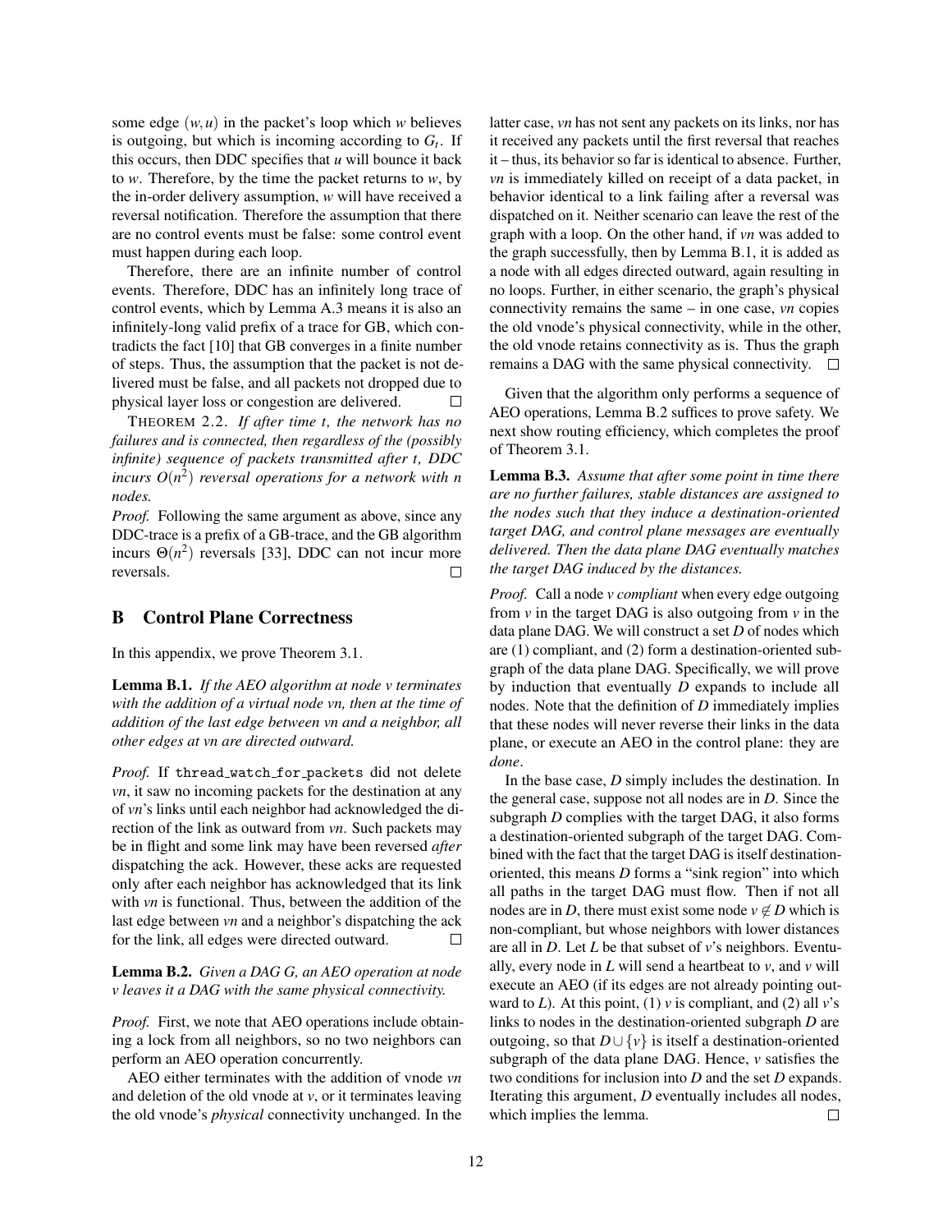some edge $(w,u)$ in the packet's loop which $w$ believes is outgoing, but which is incoming according to $G_t$. If this occurs, then DDC specifies that $u$ will bounce it back to $w$. Therefore, by the time the packet returns to $w$, by the in-order delivery assumption, $w$ will have received a reversal notification. Therefore the assumption that there are no control events must be false: some control event must happen during each loop.

Therefore, there are an infinite number of control events. Therefore, DDC has an infinitely long trace of control events, which by Lemma A.3 means it is also an infinitely-long valid prefix of a trace for GB, which contradicts the fact [10] that GB converges in a finite number of steps. Thus, the assumption that the packet is not delivered must be false, and all packets not dropped due to physical layer loss or congestion are delivered. □

THEOREM 2.2. *If after time t, the network has no failures and is connected, then regardless of the (possibly infinite) sequence of packets transmitted after t, DDC incurs $O(n^2)$ reversal operations for a network with n nodes.*

*Proof.* Following the same argument as above, since any DDC-trace is a prefix of a GB-trace, and the GB algorithm incurs $\Theta(n^2)$ reversals [33], DDC can not incur more reversals. □

## B Control Plane Correctness

In this appendix, we prove Theorem 3.1.

**Lemma B.1.** *If the AEO algorithm at node v terminates with the addition of a virtual node vn, then at the time of addition of the last edge between vn and a neighbor, all other edges at vn are directed outward.*

*Proof.* If `thread_watch_for_packets` did not delete *vn*, it saw no incoming packets for the destination at any of *vn*'s links until each neighbor had acknowledged the direction of the link as outward from *vn*. Such packets may be in flight and some link may have been reversed *after* dispatching the ack. However, these acks are requested only after each neighbor has acknowledged that its link with *vn* is functional. Thus, between the addition of the last edge between *vn* and a neighbor's dispatching the ack for the link, all edges were directed outward. □

**Lemma B.2.** *Given a DAG G, an AEO operation at node v leaves it a DAG with the same physical connectivity.*

*Proof.* First, we note that AEO operations include obtaining a lock from all neighbors, so no two neighbors can perform an AEO operation concurrently.

AEO either terminates with the addition of vnode *vn* and deletion of the old vnode at $v$, or it terminates leaving the old vnode's *physical* connectivity unchanged. In the latter case, *vn* has not sent any packets on its links, nor has it received any packets until the first reversal that reaches it – thus, its behavior so far is identical to absence. Further, *vn* is immediately killed on receipt of a data packet, in behavior identical to a link failing after a reversal was dispatched on it. Neither scenario can leave the rest of the graph with a loop. On the other hand, if *vn* was added to the graph successfully, then by Lemma B.1, it is added as a node with all edges directed outward, again resulting in no loops. Further, in either scenario, the graph's physical connectivity remains the same – in one case, *vn* copies the old vnode's physical connectivity, while in the other, the old vnode retains connectivity as is. Thus the graph remains a DAG with the same physical connectivity. □

Given that the algorithm only performs a sequence of AEO operations, Lemma B.2 suffices to prove safety. We next show routing efficiency, which completes the proof of Theorem 3.1.

**Lemma B.3.** *Assume that after some point in time there are no further failures, stable distances are assigned to the nodes such that they induce a destination-oriented target DAG, and control plane messages are eventually delivered. Then the data plane DAG eventually matches the target DAG induced by the distances.*

*Proof.* Call a node $v$ *compliant* when every edge outgoing from $v$ in the target DAG is also outgoing from $v$ in the data plane DAG. We will construct a set $D$ of nodes which are (1) compliant, and (2) form a destination-oriented subgraph of the data plane DAG. Specifically, we will prove by induction that eventually $D$ expands to include all nodes. Note that the definition of $D$ immediately implies that these nodes will never reverse their links in the data plane, or execute an AEO in the control plane: they are *done*.

In the base case, $D$ simply includes the destination. In the general case, suppose not all nodes are in $D$. Since the subgraph $D$ complies with the target DAG, it also forms a destination-oriented subgraph of the target DAG. Combined with the fact that the target DAG is itself destination-oriented, this means $D$ forms a "sink region" into which all paths in the target DAG must flow. Then if not all nodes are in $D$, there must exist some node $v \notin D$ which is non-compliant, but whose neighbors with lower distances are all in $D$. Let $L$ be that subset of $v$'s neighbors. Eventually, every node in $L$ will send a heartbeat to $v$, and $v$ will execute an AEO (if its edges are not already pointing outward to $L$). At this point, (1) $v$ is compliant, and (2) all $v$'s links to nodes in the destination-oriented subgraph $D$ are outgoing, so that $D \cup \{v\}$ is itself a destination-oriented subgraph of the data plane DAG. Hence, $v$ satisfies the two conditions for inclusion into $D$ and the set $D$ expands. Iterating this argument, $D$ eventually includes all nodes, which implies the lemma. □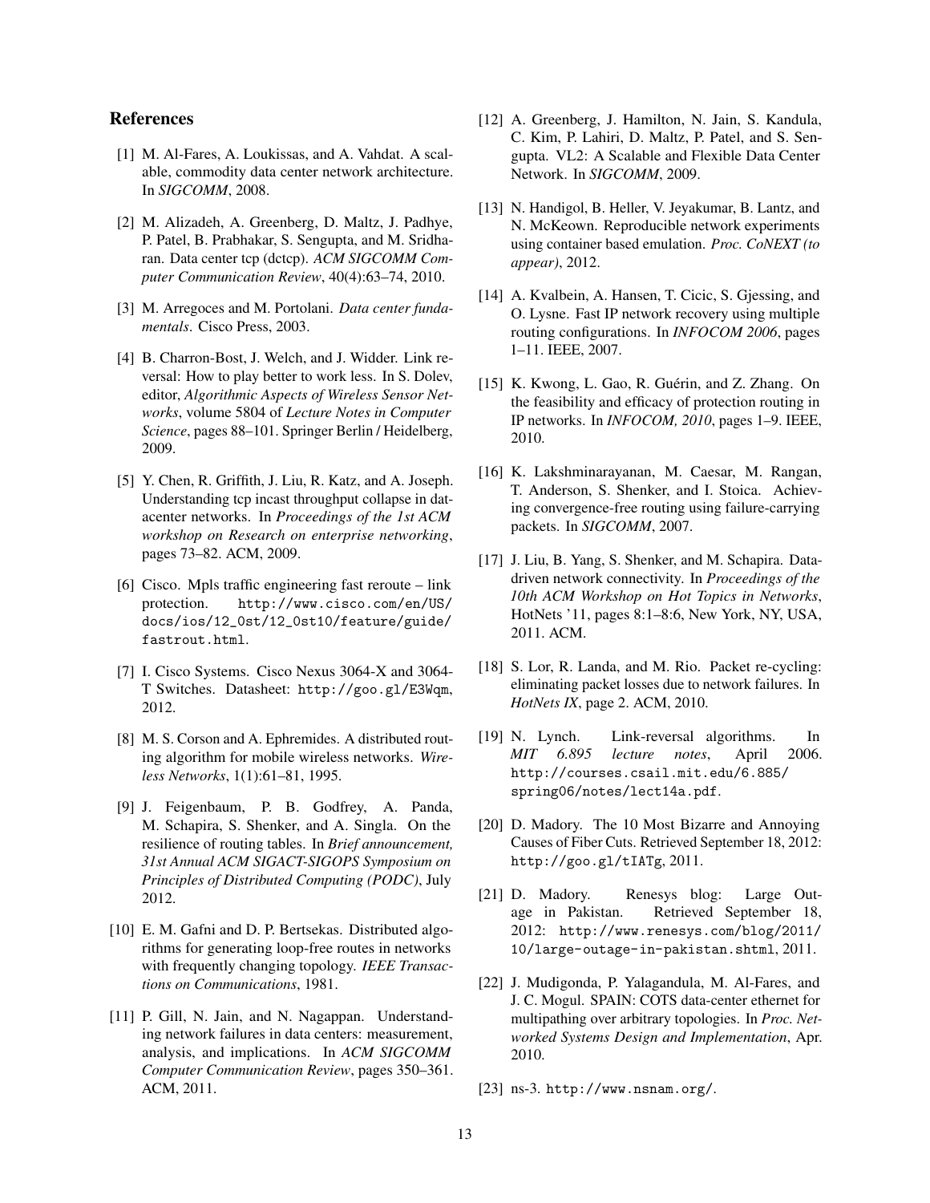## References

[1] M. Al-Fares, A. Loukissas, and A. Vahdat. A scalable, commodity data center network architecture. In *SIGCOMM*, 2008.

[2] M. Alizadeh, A. Greenberg, D. Maltz, J. Padhye, P. Patel, B. Prabhakar, S. Sengupta, and M. Sridharan. Data center tcp (dctcp). *ACM SIGCOMM Computer Communication Review*, 40(4):63–74, 2010.

[3] M. Arregoces and M. Portolani. *Data center fundamentals*. Cisco Press, 2003.

[4] B. Charron-Bost, J. Welch, and J. Widder. Link reversal: How to play better to work less. In S. Dolev, editor, *Algorithmic Aspects of Wireless Sensor Networks*, volume 5804 of *Lecture Notes in Computer Science*, pages 88–101. Springer Berlin / Heidelberg, 2009.

[5] Y. Chen, R. Griffith, J. Liu, R. Katz, and A. Joseph. Understanding tcp incast throughput collapse in datacenter networks. In *Proceedings of the 1st ACM workshop on Research on enterprise networking*, pages 73–82. ACM, 2009.

[6] Cisco. Mpls traffic engineering fast reroute – link protection. `http://www.cisco.com/en/US/docs/ios/12_0st/12_0st10/feature/guide/fastrout.html`.

[7] I. Cisco Systems. Cisco Nexus 3064-X and 3064-T Switches. Datasheet: `http://goo.gl/E3Wqm`, 2012.

[8] M. S. Corson and A. Ephremides. A distributed routing algorithm for mobile wireless networks. *Wireless Networks*, 1(1):61–81, 1995.

[9] J. Feigenbaum, P. B. Godfrey, A. Panda, M. Schapira, S. Shenker, and A. Singla. On the resilience of routing tables. In *Brief announcement, 31st Annual ACM SIGACT-SIGOPS Symposium on Principles of Distributed Computing (PODC)*, July 2012.

[10] E. M. Gafni and D. P. Bertsekas. Distributed algorithms for generating loop-free routes in networks with frequently changing topology. *IEEE Transactions on Communications*, 1981.

[11] P. Gill, N. Jain, and N. Nagappan. Understanding network failures in data centers: measurement, analysis, and implications. In *ACM SIGCOMM Computer Communication Review*, pages 350–361. ACM, 2011.

[12] A. Greenberg, J. Hamilton, N. Jain, S. Kandula, C. Kim, P. Lahiri, D. Maltz, P. Patel, and S. Sengupta. VL2: A Scalable and Flexible Data Center Network. In *SIGCOMM*, 2009.

[13] N. Handigol, B. Heller, V. Jeyakumar, B. Lantz, and N. McKeown. Reproducible network experiments using container based emulation. *Proc. CoNEXT (to appear)*, 2012.

[14] A. Kvalbein, A. Hansen, T. Cicic, S. Gjessing, and O. Lysne. Fast IP network recovery using multiple routing configurations. In *INFOCOM 2006*, pages 1–11. IEEE, 2007.

[15] K. Kwong, L. Gao, R. Guérin, and Z. Zhang. On the feasibility and efficacy of protection routing in IP networks. In *INFOCOM, 2010*, pages 1–9. IEEE, 2010.

[16] K. Lakshminarayanan, M. Caesar, M. Rangan, T. Anderson, S. Shenker, and I. Stoica. Achieving convergence-free routing using failure-carrying packets. In *SIGCOMM*, 2007.

[17] J. Liu, B. Yang, S. Shenker, and M. Schapira. Data-driven network connectivity. In *Proceedings of the 10th ACM Workshop on Hot Topics in Networks*, HotNets '11, pages 8:1–8:6, New York, NY, USA, 2011. ACM.

[18] S. Lor, R. Landa, and M. Rio. Packet re-cycling: eliminating packet losses due to network failures. In *HotNets IX*, page 2. ACM, 2010.

[19] N. Lynch. Link-reversal algorithms. In *MIT 6.895 lecture notes*, April 2006. `http://courses.csail.mit.edu/6.885/spring06/notes/lect14a.pdf`.

[20] D. Madory. The 10 Most Bizarre and Annoying Causes of Fiber Cuts. Retrieved September 18, 2012: `http://goo.gl/tIATg`, 2011.

[21] D. Madory. Renesys blog: Large Outage in Pakistan. Retrieved September 18, 2012: `http://www.renesys.com/blog/2011/10/large-outage-in-pakistan.shtml`, 2011.

[22] J. Mudigonda, P. Yalagandula, M. Al-Fares, and J. C. Mogul. SPAIN: COTS data-center ethernet for multipathing over arbitrary topologies. In *Proc. Networked Systems Design and Implementation*, Apr. 2010.

[23] ns-3. `http://www.nsnam.org/`.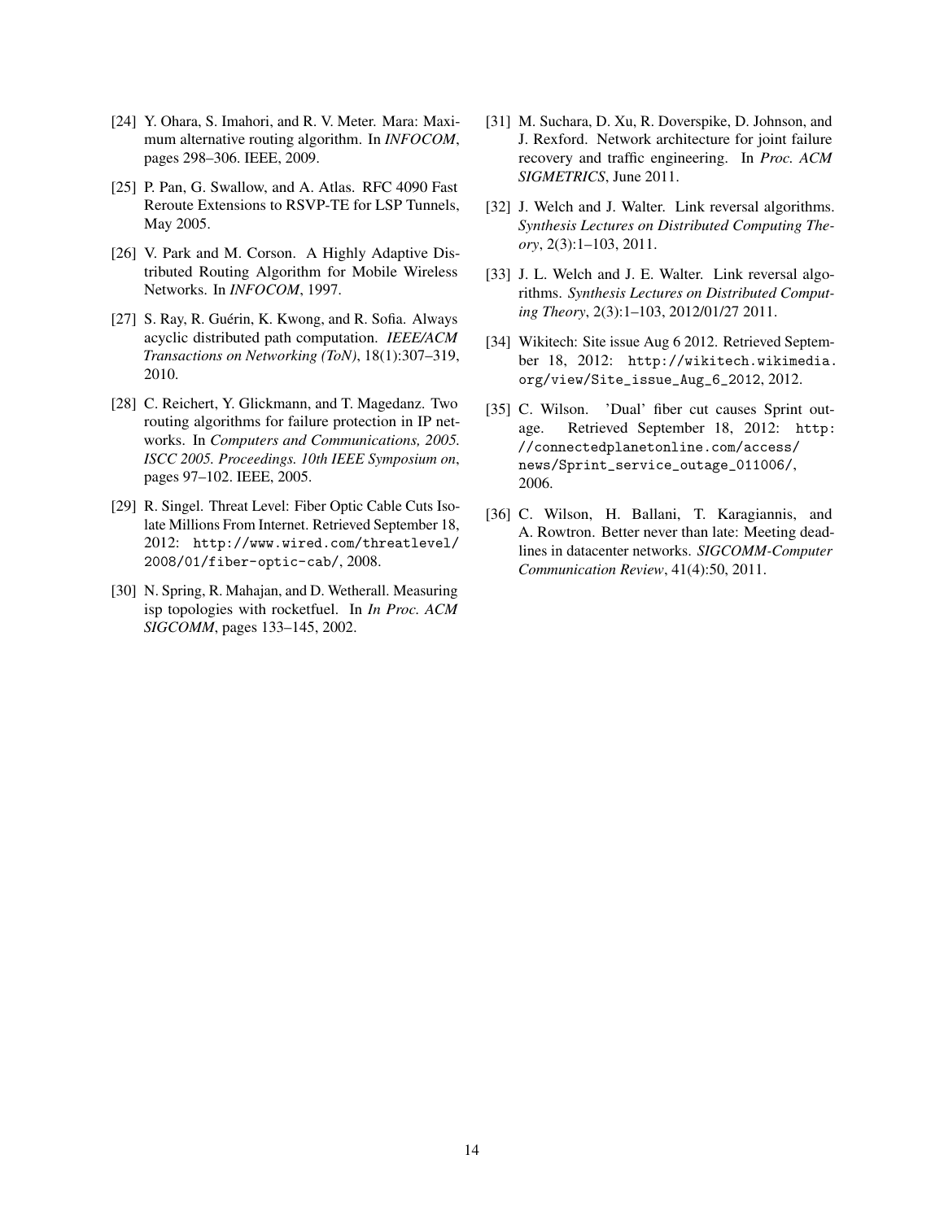[24] Y. Ohara, S. Imahori, and R. V. Meter. Mara: Maximum alternative routing algorithm. In *INFOCOM*, pages 298–306. IEEE, 2009.

[25] P. Pan, G. Swallow, and A. Atlas. RFC 4090 Fast Reroute Extensions to RSVP-TE for LSP Tunnels, May 2005.

[26] V. Park and M. Corson. A Highly Adaptive Distributed Routing Algorithm for Mobile Wireless Networks. In *INFOCOM*, 1997.

[27] S. Ray, R. Guérin, K. Kwong, and R. Sofia. Always acyclic distributed path computation. *IEEE/ACM Transactions on Networking (ToN)*, 18(1):307–319, 2010.

[28] C. Reichert, Y. Glickmann, and T. Magedanz. Two routing algorithms for failure protection in IP networks. In *Computers and Communications, 2005. ISCC 2005. Proceedings. 10th IEEE Symposium on*, pages 97–102. IEEE, 2005.

[29] R. Singel. Threat Level: Fiber Optic Cable Cuts Isolate Millions From Internet. Retrieved September 18, 2012: `http://www.wired.com/threatlevel/2008/01/fiber-optic-cab/`, 2008.

[30] N. Spring, R. Mahajan, and D. Wetherall. Measuring isp topologies with rocketfuel. In *In Proc. ACM SIGCOMM*, pages 133–145, 2002.

[31] M. Suchara, D. Xu, R. Doverspike, D. Johnson, and J. Rexford. Network architecture for joint failure recovery and traffic engineering. In *Proc. ACM SIGMETRICS*, June 2011.

[32] J. Welch and J. Walter. Link reversal algorithms. *Synthesis Lectures on Distributed Computing Theory*, 2(3):1–103, 2011.

[33] J. L. Welch and J. E. Walter. Link reversal algorithms. *Synthesis Lectures on Distributed Computing Theory*, 2(3):1–103, 2012/01/27 2011.

[34] Wikitech: Site issue Aug 6 2012. Retrieved September 18, 2012: `http://wikitech.wikimedia.org/view/Site_issue_Aug_6_2012`, 2012.

[35] C. Wilson. 'Dual' fiber cut causes Sprint outage. Retrieved September 18, 2012: `http://connectedplanetonline.com/access/news/Sprint_service_outage_011006/`, 2006.

[36] C. Wilson, H. Ballani, T. Karagiannis, and A. Rowtron. Better never than late: Meeting deadlines in datacenter networks. *SIGCOMM-Computer Communication Review*, 41(4):50, 2011.